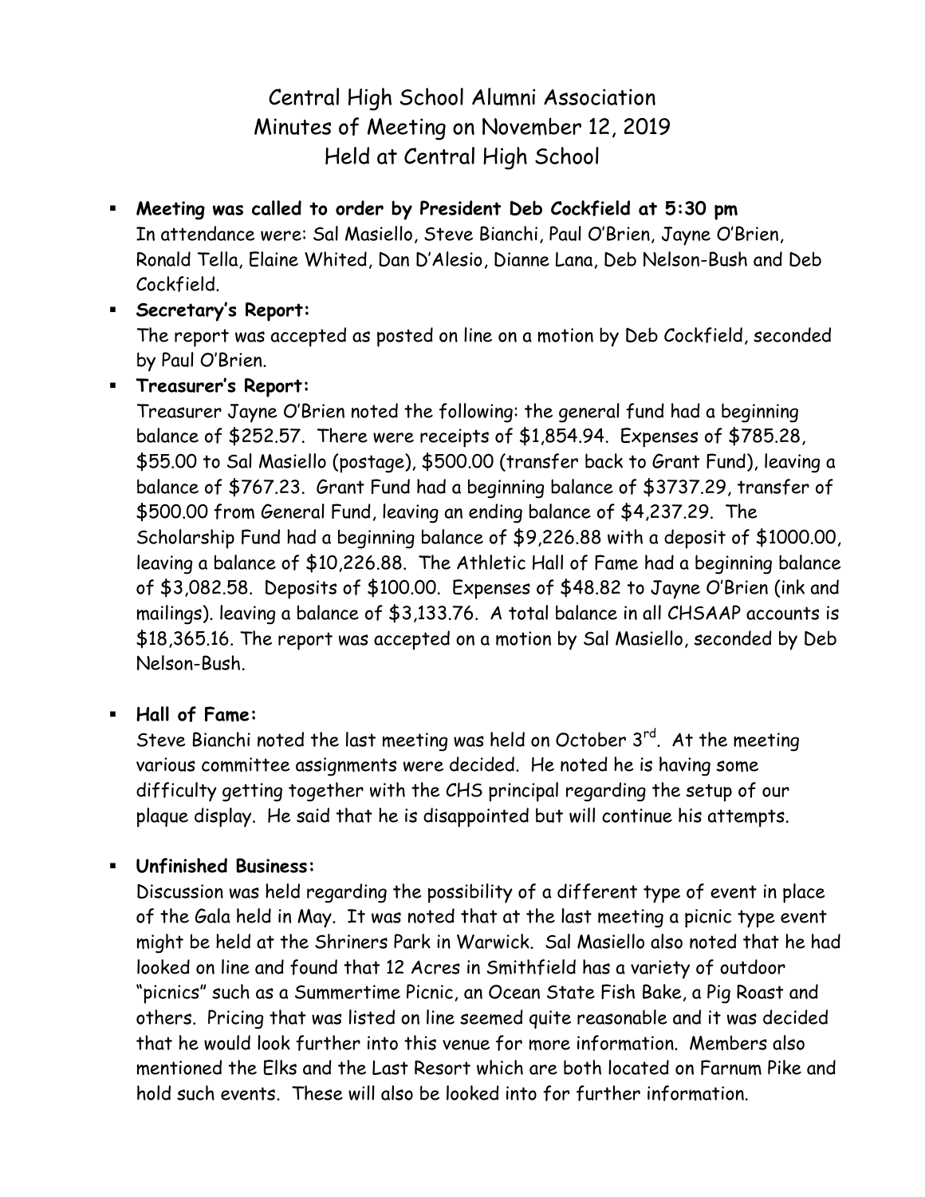# Central High School Alumni Association
## Minutes of Meeting on November 12, 2019
## Held at Central High School

- **Meeting was called to order by President Deb Cockfield at 5:30 pm**
  In attendance were: Sal Masiello, Steve Bianchi, Paul O'Brien, Jayne O'Brien, Ronald Tella, Elaine Whited, Dan D'Alesio, Dianne Lana, Deb Nelson-Bush and Deb Cockfield.
- **Secretary's Report:**
  The report was accepted as posted on line on a motion by Deb Cockfield, seconded by Paul O'Brien.
- **Treasurer's Report:**
  Treasurer Jayne O'Brien noted the following: the general fund had a beginning balance of $252.57. There were receipts of $1,854.94. Expenses of $785.28, $55.00 to Sal Masiello (postage), $500.00 (transfer back to Grant Fund), leaving a balance of $767.23. Grant Fund had a beginning balance of $3737.29, transfer of $500.00 from General Fund, leaving an ending balance of $4,237.29. The Scholarship Fund had a beginning balance of $9,226.88 with a deposit of $1000.00, leaving a balance of $10,226.88. The Athletic Hall of Fame had a beginning balance of $3,082.58. Deposits of $100.00. Expenses of $48.82 to Jayne O'Brien (ink and mailings). leaving a balance of $3,133.76. A total balance in all CHSAAP accounts is $18,365.16. The report was accepted on a motion by Sal Masiello, seconded by Deb Nelson-Bush.

- **Hall of Fame:**
  Steve Bianchi noted the last meeting was held on October 3rd. At the meeting various committee assignments were decided. He noted he is having some difficulty getting together with the CHS principal regarding the setup of our plaque display. He said that he is disappointed but will continue his attempts.

- **Unfinished Business:**
  Discussion was held regarding the possibility of a different type of event in place of the Gala held in May. It was noted that at the last meeting a picnic type event might be held at the Shriners Park in Warwick. Sal Masiello also noted that he had looked on line and found that 12 Acres in Smithfield has a variety of outdoor "picnics" such as a Summertime Picnic, an Ocean State Fish Bake, a Pig Roast and others. Pricing that was listed on line seemed quite reasonable and it was decided that he would look further into this venue for more information. Members also mentioned the Elks and the Last Resort which are both located on Farnum Pike and hold such events. These will also be looked into for further information.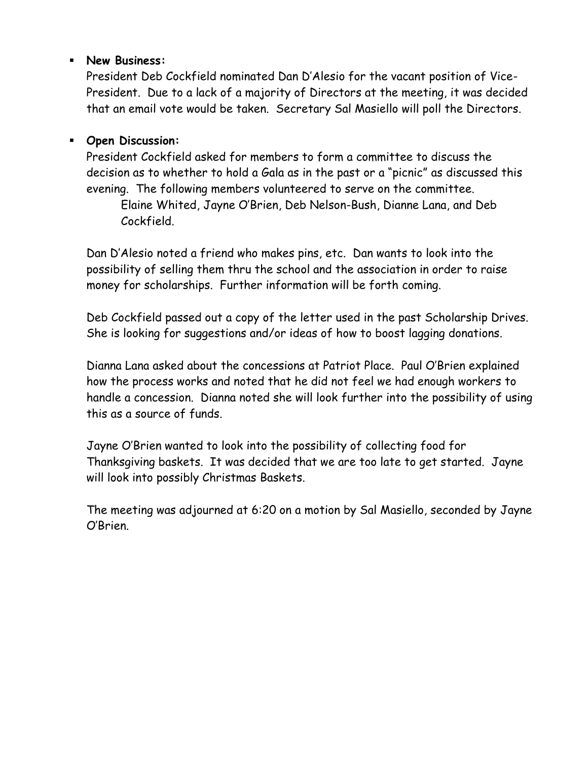- **New Business:**

  President Deb Cockfield nominated Dan D'Alesio for the vacant position of Vice-President. Due to a lack of a majority of Directors at the meeting, it was decided that an email vote would be taken. Secretary Sal Masiello will poll the Directors.

- **Open Discussion:**

  President Cockfield asked for members to form a committee to discuss the decision as to whether to hold a Gala as in the past or a "picnic" as discussed this evening. The following members volunteered to serve on the committee.

  Elaine Whited, Jayne O'Brien, Deb Nelson-Bush, Dianne Lana, and Deb Cockfield.

  Dan D'Alesio noted a friend who makes pins, etc. Dan wants to look into the possibility of selling them thru the school and the association in order to raise money for scholarships. Further information will be forth coming.

  Deb Cockfield passed out a copy of the letter used in the past Scholarship Drives. She is looking for suggestions and/or ideas of how to boost lagging donations.

  Dianna Lana asked about the concessions at Patriot Place. Paul O'Brien explained how the process works and noted that he did not feel we had enough workers to handle a concession. Dianna noted she will look further into the possibility of using this as a source of funds.

  Jayne O'Brien wanted to look into the possibility of collecting food for Thanksgiving baskets. It was decided that we are too late to get started. Jayne will look into possibly Christmas Baskets.

  The meeting was adjourned at 6:20 on a motion by Sal Masiello, seconded by Jayne O'Brien.